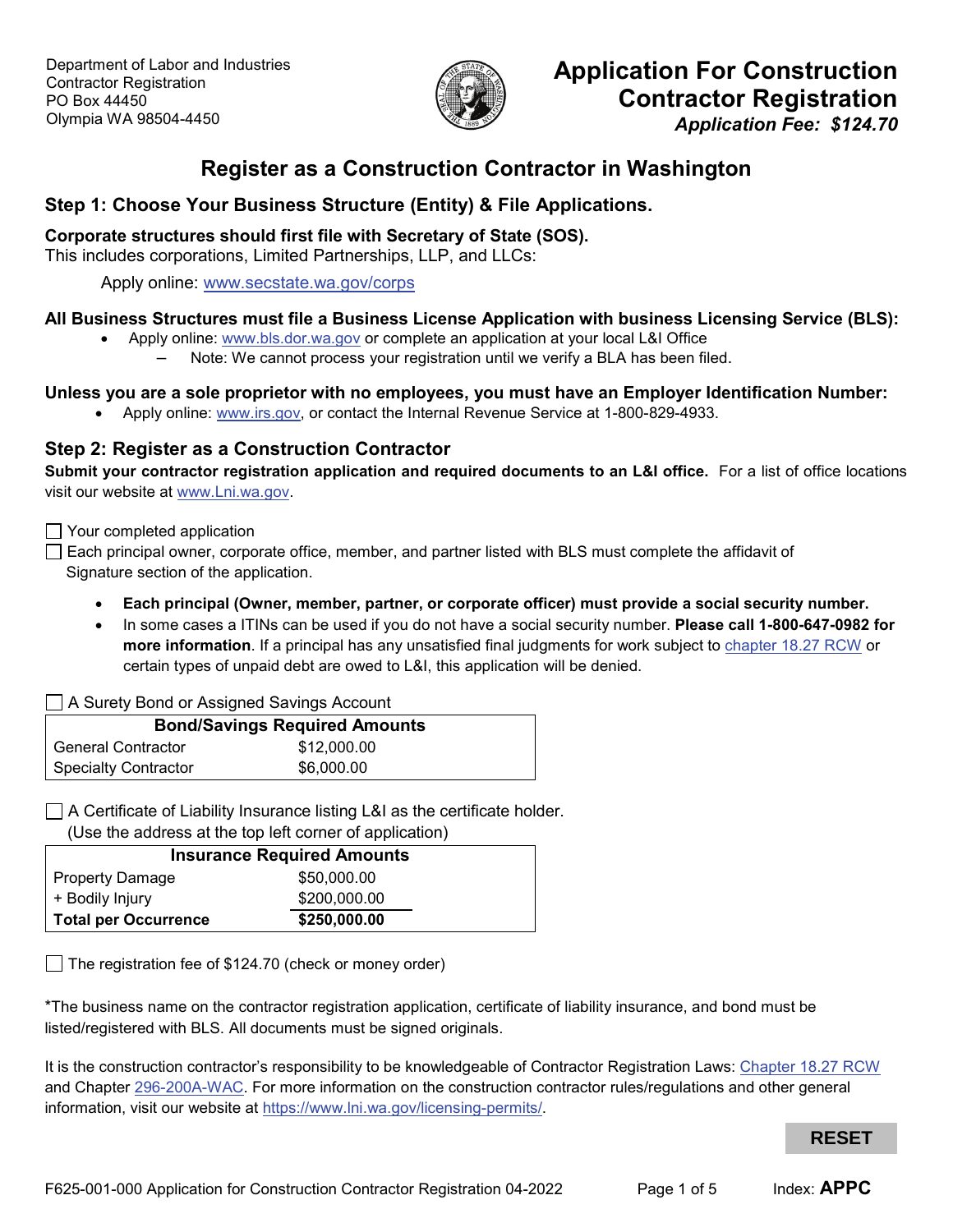Department of Labor and Industries
Contractor Registration
PO Box 44450
Olympia WA 98504-4450

# Application For Construction Contractor Registration

*Application Fee: $124.70*

## Register as a Construction Contractor in Washington

### Step 1: Choose Your Business Structure (Entity) & File Applications.

**Corporate structures should first file with Secretary of State (SOS).**
This includes corporations, Limited Partnerships, LLP, and LLCs:

Apply online: www.secstate.wa.gov/corps

**All Business Structures must file a Business License Application with business Licensing Service (BLS):**

- Apply online: www.bls.dor.wa.gov or complete an application at your local L&I Office
  - Note: We cannot process your registration until we verify a BLA has been filed.

**Unless you are a sole proprietor with no employees, you must have an Employer Identification Number:**

- Apply online: www.irs.gov, or contact the Internal Revenue Service at 1-800-829-4933.

### Step 2: Register as a Construction Contractor

**Submit your contractor registration application and required documents to an L&I office.** For a list of office locations visit our website at www.Lni.wa.gov.

☐ Your completed application

☐ Each principal owner, corporate office, member, and partner listed with BLS must complete the affidavit of Signature section of the application.

- **Each principal (Owner, member, partner, or corporate officer) must provide a social security number.**
- In some cases a ITINs can be used if you do not have a social security number. **Please call 1-800-647-0982 for more information**. If a principal has any unsatisfied final judgments for work subject to chapter 18.27 RCW or certain types of unpaid debt are owed to L&I, this application will be denied.

☐ A Surety Bond or Assigned Savings Account

| Bond/Savings Required Amounts | |
|---|---|
| General Contractor | $12,000.00 |
| Specialty Contractor | $6,000.00 |

☐ A Certificate of Liability Insurance listing L&I as the certificate holder.
(Use the address at the top left corner of application)

| Insurance Required Amounts | |
|---|---|
| Property Damage | $50,000.00 |
| + Bodily Injury | $200,000.00 |
| **Total per Occurrence** | **$250,000.00** |

☐ The registration fee of $124.70 (check or money order)

*The business name on the contractor registration application, certificate of liability insurance, and bond must be listed/registered with BLS. All documents must be signed originals.

It is the construction contractor's responsibility to be knowledgeable of Contractor Registration Laws: Chapter 18.27 RCW and Chapter 296-200A-WAC. For more information on the construction contractor rules/regulations and other general information, visit our website at https://www.lni.wa.gov/licensing-permits/.

RESET

F625-001-000 Application for Construction Contractor Registration 04-2022

Index: **APPC**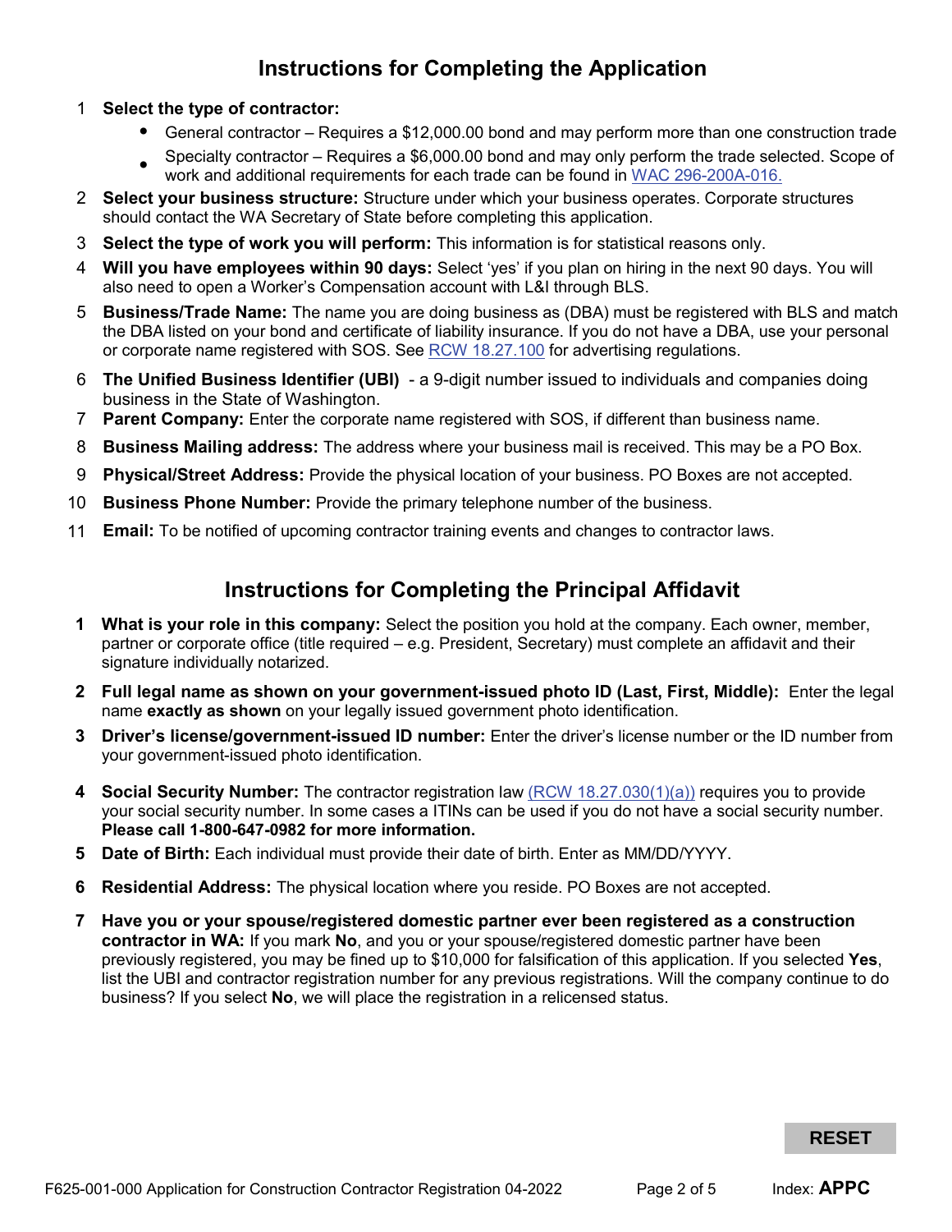## Instructions for Completing the Application

1. **Select the type of contractor:**
   - General contractor – Requires a $12,000.00 bond and may perform more than one construction trade
   - Specialty contractor – Requires a $6,000.00 bond and may only perform the trade selected. Scope of work and additional requirements for each trade can be found in WAC 296-200A-016.
2. **Select your business structure:** Structure under which your business operates. Corporate structures should contact the WA Secretary of State before completing this application.
3. **Select the type of work you will perform:** This information is for statistical reasons only.
4. **Will you have employees within 90 days:** Select 'yes' if you plan on hiring in the next 90 days. You will also need to open a Worker's Compensation account with L&I through BLS.
5. **Business/Trade Name:** The name you are doing business as (DBA) must be registered with BLS and match the DBA listed on your bond and certificate of liability insurance. If you do not have a DBA, use your personal or corporate name registered with SOS. See RCW 18.27.100 for advertising regulations.
6. **The Unified Business Identifier (UBI)** - a 9-digit number issued to individuals and companies doing business in the State of Washington.
7. **Parent Company:** Enter the corporate name registered with SOS, if different than business name.
8. **Business Mailing address:** The address where your business mail is received. This may be a PO Box.
9. **Physical/Street Address:** Provide the physical location of your business. PO Boxes are not accepted.
10. **Business Phone Number:** Provide the primary telephone number of the business.
11. **Email:** To be notified of upcoming contractor training events and changes to contractor laws.

## Instructions for Completing the Principal Affidavit

1. **What is your role in this company:** Select the position you hold at the company. Each owner, member, partner or corporate office (title required – e.g. President, Secretary) must complete an affidavit and their signature individually notarized.
2. **Full legal name as shown on your government-issued photo ID (Last, First, Middle):** Enter the legal name **exactly as shown** on your legally issued government photo identification.
3. **Driver's license/government-issued ID number:** Enter the driver's license number or the ID number from your government-issued photo identification.
4. **Social Security Number:** The contractor registration law (RCW 18.27.030(1)(a)) requires you to provide your social security number. In some cases a ITINs can be used if you do not have a social security number. **Please call 1-800-647-0982 for more information.**
5. **Date of Birth:** Each individual must provide their date of birth. Enter as MM/DD/YYYY.
6. **Residential Address:** The physical location where you reside. PO Boxes are not accepted.
7. **Have you or your spouse/registered domestic partner ever been registered as a construction contractor in WA:** If you mark **No**, and you or your spouse/registered domestic partner have been previously registered, you may be fined up to $10,000 for falsification of this application. If you selected **Yes**, list the UBI and contractor registration number for any previous registrations. Will the company continue to do business? If you select **No**, we will place the registration in a relicensed status.

RESET

F625-001-000 Application for Construction Contractor Registration 04-2022 Index: **APPC**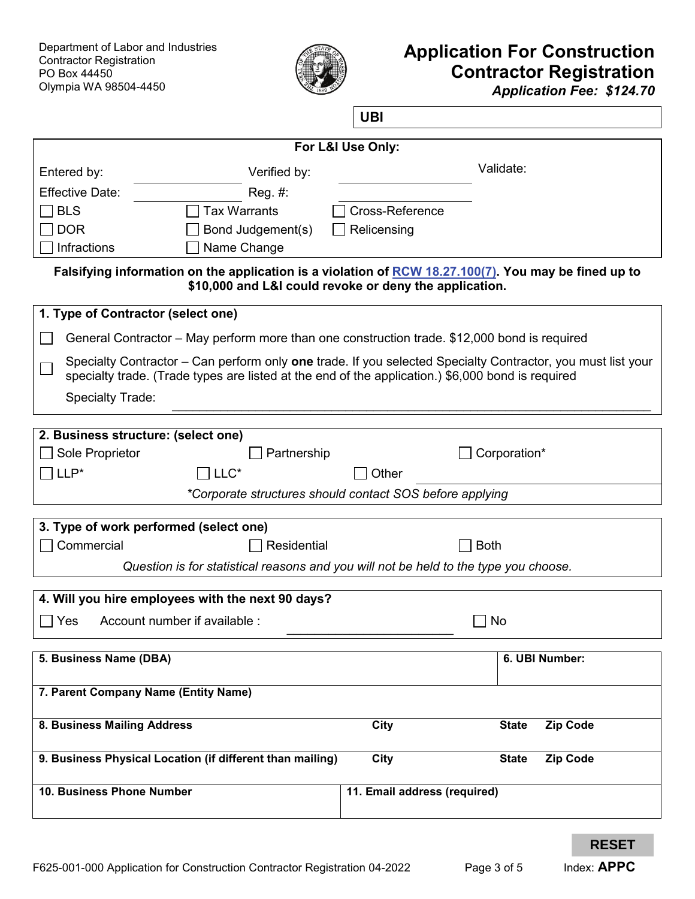Department of Labor and Industries
Contractor Registration
PO Box 44450
Olympia WA 98504-4450

# Application For Construction Contractor Registration

***Application Fee: $124.70***

**UBI** ____________

| **For L&I Use Only:** | | | | | |
|---|---|---|---|---|---|
| Entered by: | ____________ | Verified by: | ____________ | Validate: | |
| Effective Date: | ____________ | Reg. #: | ____________ | | |
| ☐ BLS | | ☐ Tax Warrants | | ☐ Cross-Reference | |
| ☐ DOR | | ☐ Bond Judgement(s) | | ☐ Relicensing | |
| ☐ Infractions | | ☐ Name Change | | | |

**Falsifying information on the application is a violation of RCW 18.27.100(7). You may be fined up to $10,000 and L&I could revoke or deny the application.**

**1. Type of Contractor (select one)**

☐ General Contractor – May perform more than one construction trade. $12,000 bond is required

☐ Specialty Contractor – Can perform only **one** trade. If you selected Specialty Contractor, you must list your specialty trade. (Trade types are listed at the end of the application.) $6,000 bond is required

Specialty Trade: ____________________________________________

**2. Business structure: (select one)**

☐ Sole Proprietor ☐ Partnership ☐ Corporation*

☐ LLP* ☐ LLC* ☐ Other ____________

*\*Corporate structures should contact SOS before applying*

**3. Type of work performed (select one)**

☐ Commercial ☐ Residential ☐ Both

*Question is for statistical reasons and you will not be held to the type you choose.*

**4. Will you hire employees with the next 90 days?**

☐ Yes Account number if available : ____________ ☐ No

| | | | |
|---|---|---|---|
| **5. Business Name (DBA)** | | | **6. UBI Number:** |
| **7. Parent Company Name (Entity Name)** | | | |
| **8. Business Mailing Address** | **City** | **State** | **Zip Code** |
| **9. Business Physical Location (if different than mailing)** | **City** | **State** | **Zip Code** |
| **10. Business Phone Number** | **11. Email address (required)** | | |

RESET

F625-001-000 Application for Construction Contractor Registration 04-2022 Index: **APPC**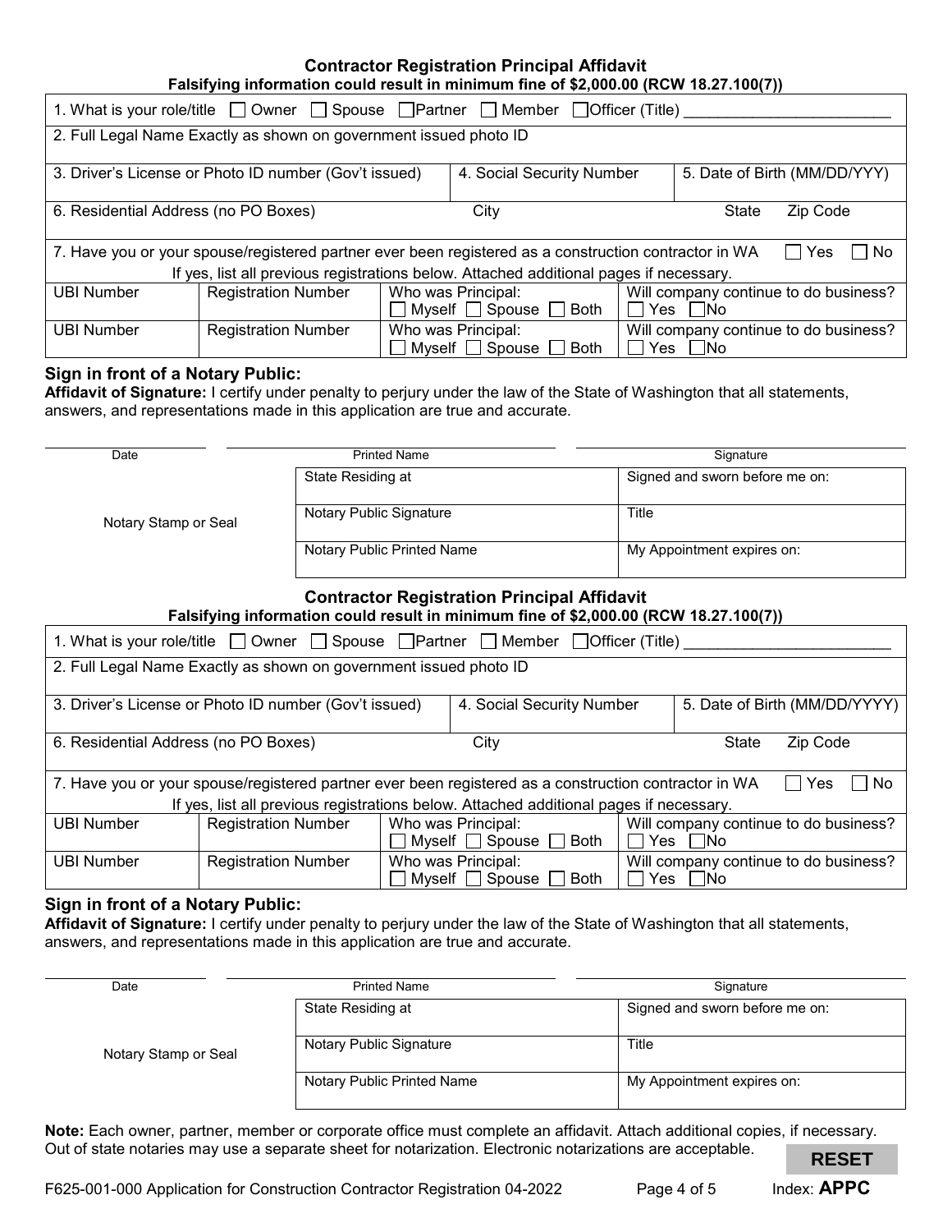## Contractor Registration Principal Affidavit

**Falsifying information could result in minimum fine of $2,000.00 (RCW 18.27.100(7))**

| 1. What is your role/title ☐ Owner ☐ Spouse ☐ Partner ☐ Member ☐ Officer (Title) ________________________ | | | |
|---|---|---|---|
| 2. Full Legal Name Exactly as shown on government issued photo ID | | | |
| 3. Driver's License or Photo ID number (Gov't issued) | | 4. Social Security Number | 5. Date of Birth (MM/DD/YYY) |
| 6. Residential Address (no PO Boxes) | | City | State Zip Code |
| 7. Have you or your spouse/registered partner ever been registered as a construction contractor in WA ☐ Yes ☐ No<br>If yes, list all previous registrations below. Attached additional pages if necessary. | | | |
| UBI Number | Registration Number | Who was Principal:<br>☐ Myself ☐ Spouse ☐ Both | Will company continue to do business?<br>☐ Yes ☐ No |
| UBI Number | Registration Number | Who was Principal:<br>☐ Myself ☐ Spouse ☐ Both | Will company continue to do business?<br>☐ Yes ☐ No |

### Sign in front of a Notary Public:

**Affidavit of Signature:** I certify under penalty to perjury under the law of the State of Washington that all statements, answers, and representations made in this application are true and accurate.

| Date | Printed Name | Signature |
|---|---|---|
| | | |

| Notary Stamp or Seal | | |
|---|---|---|
| | State Residing at | Signed and sworn before me on: |
| | Notary Public Signature | Title |
| | Notary Public Printed Name | My Appointment expires on: |

## Contractor Registration Principal Affidavit

**Falsifying information could result in minimum fine of $2,000.00 (RCW 18.27.100(7))**

| 1. What is your role/title ☐ Owner ☐ Spouse ☐ Partner ☐ Member ☐ Officer (Title) ________________________ | | | |
|---|---|---|---|
| 2. Full Legal Name Exactly as shown on government issued photo ID | | | |
| 3. Driver's License or Photo ID number (Gov't issued) | | 4. Social Security Number | 5. Date of Birth (MM/DD/YYYY) |
| 6. Residential Address (no PO Boxes) | | City | State Zip Code |
| 7. Have you or your spouse/registered partner ever been registered as a construction contractor in WA ☐ Yes ☐ No<br>If yes, list all previous registrations below. Attached additional pages if necessary. | | | |
| UBI Number | Registration Number | Who was Principal:<br>☐ Myself ☐ Spouse ☐ Both | Will company continue to do business?<br>☐ Yes ☐ No |
| UBI Number | Registration Number | Who was Principal:<br>☐ Myself ☐ Spouse ☐ Both | Will company continue to do business?<br>☐ Yes ☐ No |

### Sign in front of a Notary Public:

**Affidavit of Signature:** I certify under penalty to perjury under the law of the State of Washington that all statements, answers, and representations made in this application are true and accurate.

| Date | Printed Name | Signature |
|---|---|---|
| | | |

| Notary Stamp or Seal | | |
|---|---|---|
| | State Residing at | Signed and sworn before me on: |
| | Notary Public Signature | Title |
| | Notary Public Printed Name | My Appointment expires on: |

**Note:** Each owner, partner, member or corporate office must complete an affidavit. Attach additional copies, if necessary. Out of state notaries may use a separate sheet for notarization. Electronic notarizations are acceptable.

**RESET**

F625-001-000 Application for Construction Contractor Registration 04-2022 Index: **APPC**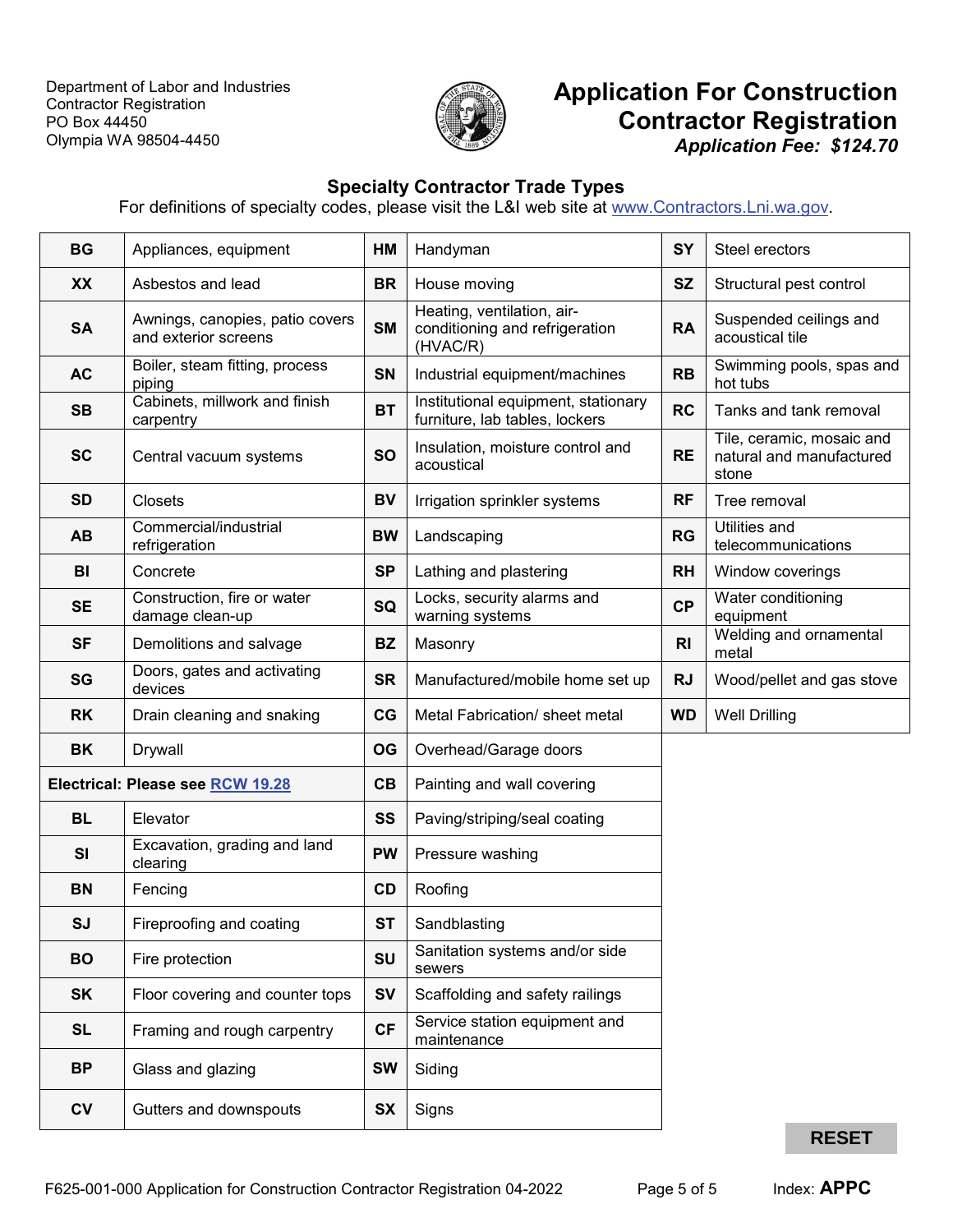Department of Labor and Industries
Contractor Registration
PO Box 44450
Olympia WA 98504-4450

# Application For Construction Contractor Registration

***Application Fee: $124.70***

## Specialty Contractor Trade Types

For definitions of specialty codes, please visit the L&I web site at www.Contractors.Lni.wa.gov.

| | | | | | |
|---|---|---|---|---|---|
| **BG** | Appliances, equipment | **HM** | Handyman | **SY** | Steel erectors |
| **XX** | Asbestos and lead | **BR** | House moving | **SZ** | Structural pest control |
| **SA** | Awnings, canopies, patio covers and exterior screens | **SM** | Heating, ventilation, air-conditioning and refrigeration (HVAC/R) | **RA** | Suspended ceilings and acoustical tile |
| **AC** | Boiler, steam fitting, process piping | **SN** | Industrial equipment/machines | **RB** | Swimming pools, spas and hot tubs |
| **SB** | Cabinets, millwork and finish carpentry | **BT** | Institutional equipment, stationary furniture, lab tables, lockers | **RC** | Tanks and tank removal |
| **SC** | Central vacuum systems | **SO** | Insulation, moisture control and acoustical | **RE** | Tile, ceramic, mosaic and natural and manufactured stone |
| **SD** | Closets | **BV** | Irrigation sprinkler systems | **RF** | Tree removal |
| **AB** | Commercial/industrial refrigeration | **BW** | Landscaping | **RG** | Utilities and telecommunications |
| **BI** | Concrete | **SP** | Lathing and plastering | **RH** | Window coverings |
| **SE** | Construction, fire or water damage clean-up | **SQ** | Locks, security alarms and warning systems | **CP** | Water conditioning equipment |
| **SF** | Demolitions and salvage | **BZ** | Masonry | **RI** | Welding and ornamental metal |
| **SG** | Doors, gates and activating devices | **SR** | Manufactured/mobile home set up | **RJ** | Wood/pellet and gas stove |
| **RK** | Drain cleaning and snaking | **CG** | Metal Fabrication/ sheet metal | **WD** | Well Drilling |
| **BK** | Drywall | **OG** | Overhead/Garage doors | | |
| **Electrical: Please see RCW 19.28** | | **CB** | Painting and wall covering | | |
| **BL** | Elevator | **SS** | Paving/striping/seal coating | | |
| **SI** | Excavation, grading and land clearing | **PW** | Pressure washing | | |
| **BN** | Fencing | **CD** | Roofing | | |
| **SJ** | Fireproofing and coating | **ST** | Sandblasting | | |
| **BO** | Fire protection | **SU** | Sanitation systems and/or side sewers | | |
| **SK** | Floor covering and counter tops | **SV** | Scaffolding and safety railings | | |
| **SL** | Framing and rough carpentry | **CF** | Service station equipment and maintenance | | |
| **BP** | Glass and glazing | **SW** | Siding | | |
| **CV** | Gutters and downspouts | **SX** | Signs | | |

RESET

F625-001-000 Application for Construction Contractor Registration 04-2022

Index: **APPC**